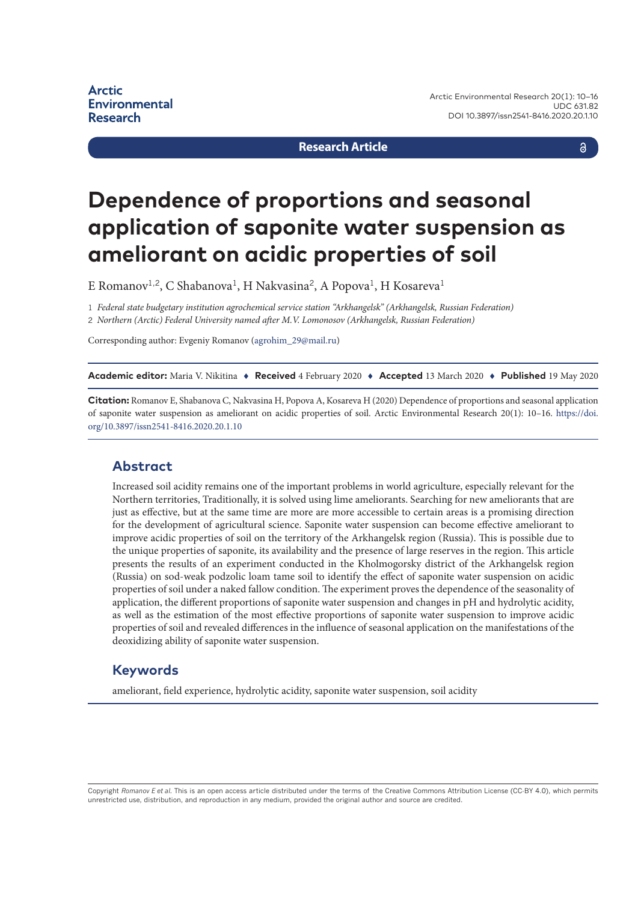Arctic Environmental Research

Research Article

# Dependence of proportions and seasonal application of saponite water suspension as ameliorant on acidic properties of soil

E Romanov[1,2], C Shabanova[1], H Nakvasina[2], A Popova[1], H Kosareva[1]

1 *Federal state budgetary institution agrochemical service station "Arkhangelsk" (Arkhangelsk, Russian Federation)*

2 *Northern (Arctic) Federal University named after M.V. Lomonosov (Arkhangelsk, Russian Federation)*

Corresponding author: Evgeniy Romanov (agrohim_29@mail.ru)

**Academic editor:** Maria V. Nikitina ♦ **Received** 4 February 2020 ♦ **Accepted** 13 March 2020 ♦ **Published** 19 May 2020

**Citation:** Romanov E, Shabanova C, Nakvasina H, Popova A, Kosareva H (2020) Dependence of proportions and seasonal application of saponite water suspension as ameliorant on acidic properties of soil. Arctic Environmental Research 20(1): 10–16. https://doi.org/10.3897/issn2541-8416.2020.20.1.10

## Abstract

Increased soil acidity remains one of the important problems in world agriculture, especially relevant for the Northern territories, Traditionally, it is solved using lime ameliorants. Searching for new ameliorants that are just as effective, but at the same time are more are more accessible to certain areas is a promising direction for the development of agricultural science. Saponite water suspension can become effective ameliorant to improve acidic properties of soil on the territory of the Arkhangelsk region (Russia). This is possible due to the unique properties of saponite, its availability and the presence of large reserves in the region. This article presents the results of an experiment conducted in the Kholmogorsky district of the Arkhangelsk region (Russia) on sod-weak podzolic loam tame soil to identify the effect of saponite water suspension on acidic properties of soil under a naked fallow condition. The experiment proves the dependence of the seasonality of application, the different proportions of saponite water suspension and changes in pH and hydrolytic acidity, as well as the estimation of the most effective proportions of saponite water suspension to improve acidic properties of soil and revealed differences in the influence of seasonal application on the manifestations of the deoxidizing ability of saponite water suspension.

## Keywords

ameliorant, field experience, hydrolytic acidity, saponite water suspension, soil acidity

Copyright *Romanov E et al.* This is an open access article distributed under the terms of the Creative Commons Attribution License (CC-BY 4.0), which permits unrestricted use, distribution, and reproduction in any medium, provided the original author and source are credited.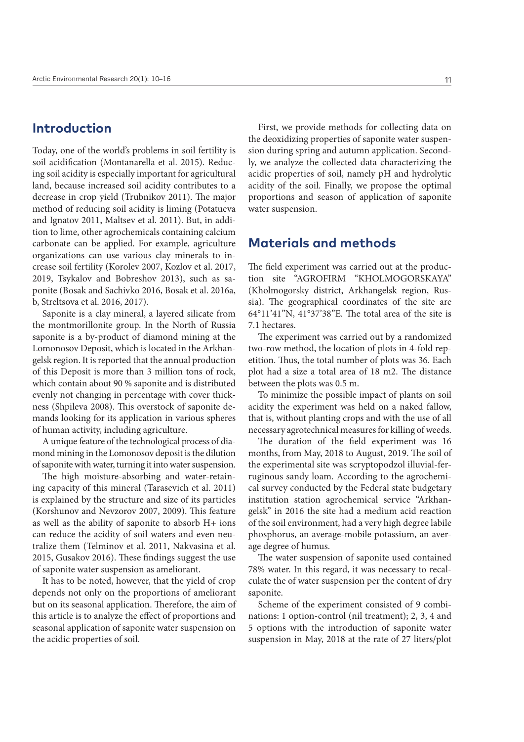## Introduction

Today, one of the world's problems in soil fertility is soil acidification (Montanarella et al. 2015). Reducing soil acidity is especially important for agricultural land, because increased soil acidity contributes to a decrease in crop yield (Trubnikov 2011). The major method of reducing soil acidity is liming (Potatueva and Ignatov 2011, Maltsev et al. 2011). But, in addition to lime, other agrochemicals containing calcium carbonate can be applied. For example, agriculture organizations can use various clay minerals to increase soil fertility (Korolev 2007, Kozlov et al. 2017, 2019, Tsykalov and Bobreshov 2013), such as saponite (Bosak and Sachivko 2016, Bosak et al. 2016a, b, Streltsova et al. 2016, 2017).

Saponite is a clay mineral, a layered silicate from the montmorillonite group. In the North of Russia saponite is a by-product of diamond mining at the Lomonosov Deposit, which is located in the Arkhangelsk region. It is reported that the annual production of this Deposit is more than 3 million tons of rock, which contain about 90 % saponite and is distributed evenly not changing in percentage with cover thickness (Shpileva 2008). This overstock of saponite demands looking for its application in various spheres of human activity, including agriculture.

A unique feature of the technological process of diamond mining in the Lomonosov deposit is the dilution of saponite with water, turning it into water suspension.

The high moisture-absorbing and water-retaining capacity of this mineral (Tarasevich et al. 2011) is explained by the structure and size of its particles (Korshunov and Nevzorov 2007, 2009). This feature as well as the ability of saponite to absorb $H^+$ ions can reduce the acidity of soil waters and even neutralize them (Telminov et al. 2011, Nakvasina et al. 2015, Gusakov 2016). These findings suggest the use of saponite water suspension as ameliorant.

It has to be noted, however, that the yield of crop depends not only on the proportions of ameliorant but on its seasonal application. Therefore, the aim of this article is to analyze the effect of proportions and seasonal application of saponite water suspension on the acidic properties of soil.

First, we provide methods for collecting data on the deoxidizing properties of saponite water suspension during spring and autumn application. Secondly, we analyze the collected data characterizing the acidic properties of soil, namely pH and hydrolytic acidity of the soil. Finally, we propose the optimal proportions and season of application of saponite water suspension.

## Materials and methods

The field experiment was carried out at the production site "AGROFIRM "KHOLMOGORSKAYA" (Kholmogorsky district, Arkhangelsk region, Russia). The geographical coordinates of the site are 64°11'41"N, 41°37'38"E. The total area of the site is 7.1 hectares.

The experiment was carried out by a randomized two-row method, the location of plots in 4-fold repetition. Thus, the total number of plots was 36. Each plot had a size a total area of 18 m2. The distance between the plots was 0.5 m.

To minimize the possible impact of plants on soil acidity the experiment was held on a naked fallow, that is, without planting crops and with the use of all necessary agrotechnical measures for killing of weeds.

The duration of the field experiment was 16 months, from May, 2018 to August, 2019. The soil of the experimental site was scryptopodzol illuvial-ferruginous sandy loam. According to the agrochemical survey conducted by the Federal state budgetary institution station agrochemical service "Arkhangelsk" in 2016 the site had a medium acid reaction of the soil environment, had a very high degree labile phosphorus, an average-mobile potassium, an average degree of humus.

The water suspension of saponite used contained 78% water. In this regard, it was necessary to recalculate the of water suspension per the content of dry saponite.

Scheme of the experiment consisted of 9 combinations: 1 option-control (nil treatment); 2, 3, 4 and 5 options with the introduction of saponite water suspension in May, 2018 at the rate of 27 liters/plot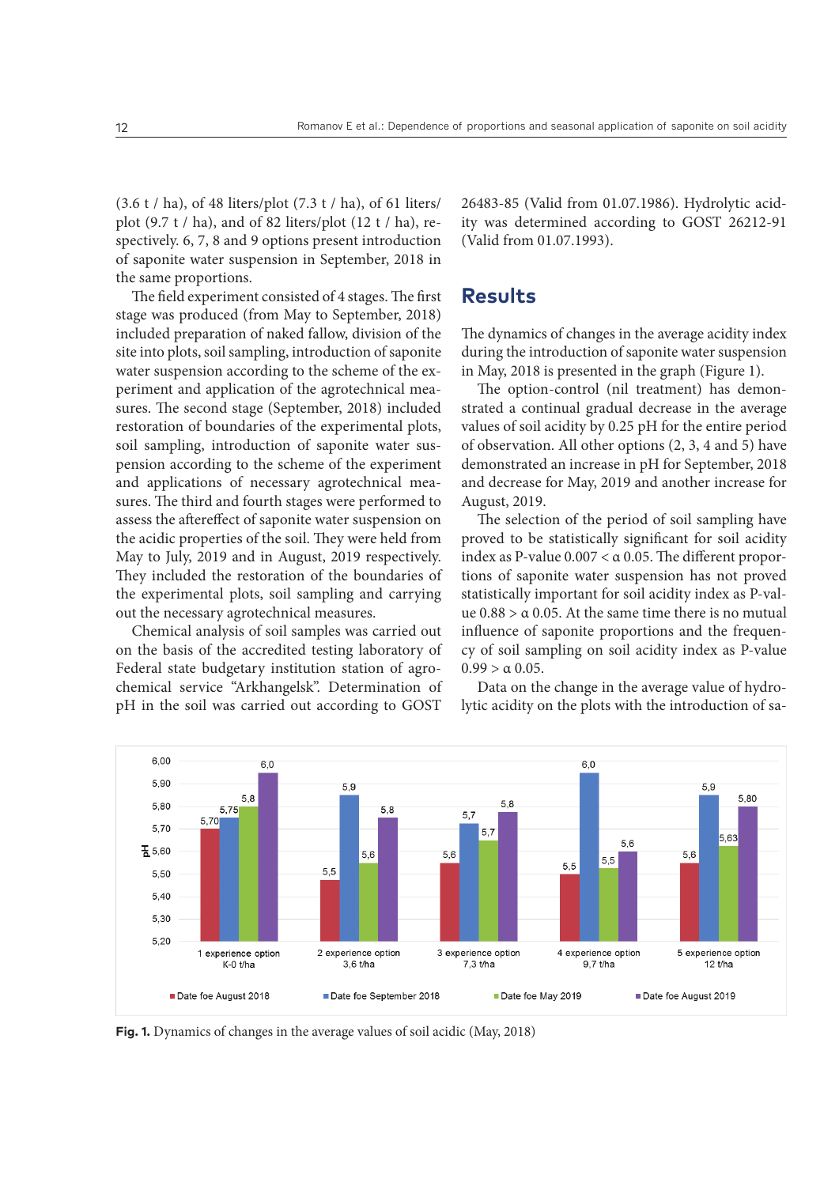(3.6 t / ha), of 48 liters/plot (7.3 t / ha), of 61 liters/plot (9.7 t / ha), and of 82 liters/plot (12 t / ha), respectively. 6, 7, 8 and 9 options present introduction of saponite water suspension in September, 2018 in the same proportions.

The field experiment consisted of 4 stages. The first stage was produced (from May to September, 2018) included preparation of naked fallow, division of the site into plots, soil sampling, introduction of saponite water suspension according to the scheme of the experiment and application of the agrotechnical measures. The second stage (September, 2018) included restoration of boundaries of the experimental plots, soil sampling, introduction of saponite water suspension according to the scheme of the experiment and applications of necessary agrotechnical measures. The third and fourth stages were performed to assess the aftereffect of saponite water suspension on the acidic properties of the soil. They were held from May to July, 2019 and in August, 2019 respectively. They included the restoration of the boundaries of the experimental plots, soil sampling and carrying out the necessary agrotechnical measures.

Chemical analysis of soil samples was carried out on the basis of the accredited testing laboratory of Federal state budgetary institution station of agrochemical service "Arkhangelsk". Determination of pH in the soil was carried out according to GOST 26483-85 (Valid from 01.07.1986). Hydrolytic acidity was determined according to GOST 26212-91 (Valid from 01.07.1993).

## Results

The dynamics of changes in the average acidity index during the introduction of saponite water suspension in May, 2018 is presented in the graph (Figure 1).

The option-control (nil treatment) has demonstrated a continual gradual decrease in the average values of soil acidity by 0.25 pH for the entire period of observation. All other options (2, 3, 4 and 5) have demonstrated an increase in pH for September, 2018 and decrease for May, 2019 and another increase for August, 2019.

The selection of the period of soil sampling have proved to be statistically significant for soil acidity index as P-value $0.007 < \alpha\ 0.05$. The different proportions of saponite water suspension has not proved statistically important for soil acidity index as P-value $0.88 > \alpha\ 0.05$. At the same time there is no mutual influence of saponite proportions and the frequency of soil sampling on soil acidity index as P-value $0.99 > \alpha\ 0.05$.

Data on the change in the average value of hydrolytic acidity on the plots with the introduction of sa-

| Experience option | Date foe August 2018 | Date foe September 2018 | Date foe May 2019 | Date foe August 2019 |
|---|---|---|---|---|
| 1 experience option K-0 t/ha | 5,70 | 5,75 | 5,8 | 6,0 |
| 2 experience option 3,6 t/ha | 5,5 | 5,9 | 5,6 | 5,8 |
| 3 experience option 7,3 t/ha | 5,6 | 5,7 | 5,7 | 5,8 |
| 4 experience option 9,7 t/ha | 5,5 | 6,0 | 5,5 | 5,6 |
| 5 experience option 12 t/ha | 5,6 | 5,9 | 5,63 | 5,80 |

**Fig. 1.** Dynamics of changes in the average values of soil acidic (May, 2018)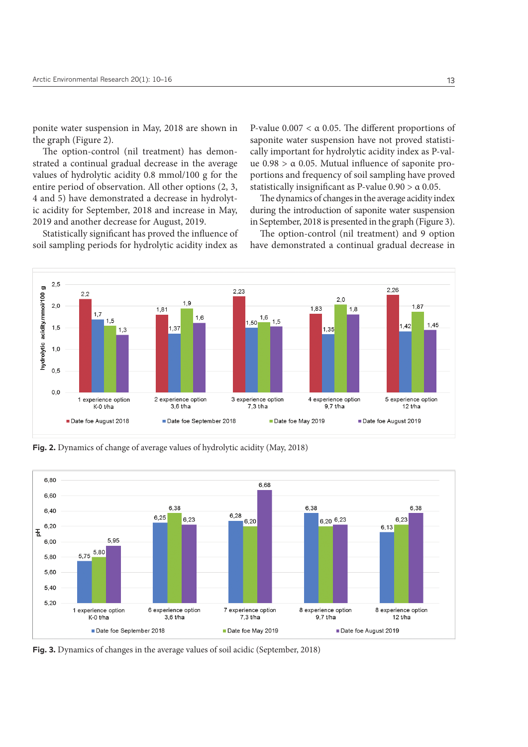ponite water suspension in May, 2018 are shown in the graph (Figure 2).

The option-control (nil treatment) has demonstrated a continual gradual decrease in the average values of hydrolytic acidity 0.8 mmol/100 g for the entire period of observation. All other options (2, 3, 4 and 5) have demonstrated a decrease in hydrolytic acidity for September, 2018 and increase in May, 2019 and another decrease for August, 2019.

Statistically significant has proved the influence of soil sampling periods for hydrolytic acidity index as P-value 0.007 < α 0.05. The different proportions of saponite water suspension have not proved statistically important for hydrolytic acidity index as P-value 0.98 > α 0.05. Mutual influence of saponite proportions and frequency of soil sampling have proved statistically insignificant as P-value 0.90 > α 0.05.

The dynamics of changes in the average acidity index during the introduction of saponite water suspension in September, 2018 is presented in the graph (Figure 3).

The option-control (nil treatment) and 9 option have demonstrated a continual gradual decrease in

**Fig. 2.** Dynamics of change of average values of hydrolytic acidity (May, 2018)

**Fig. 3.** Dynamics of changes in the average values of soil acidic (September, 2018)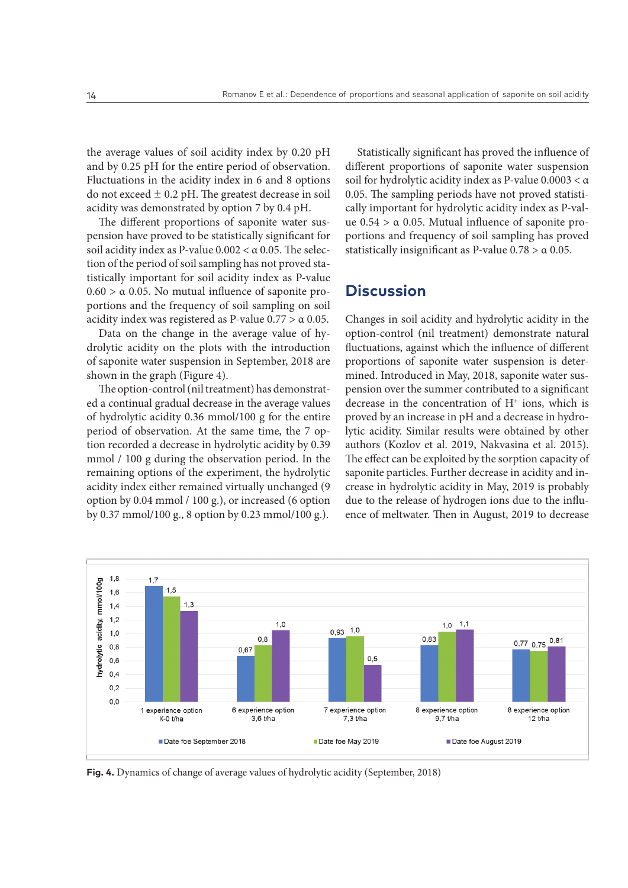the average values of soil acidity index by 0.20 pH and by 0.25 pH for the entire period of observation. Fluctuations in the acidity index in 6 and 8 options do not exceed ± 0.2 pH. The greatest decrease in soil acidity was demonstrated by option 7 by 0.4 pH.

The different proportions of saponite water suspension have proved to be statistically significant for soil acidity index as P-value 0.002 < α 0.05. The selection of the period of soil sampling has not proved statistically important for soil acidity index as P-value 0.60 > α 0.05. No mutual influence of saponite proportions and the frequency of soil sampling on soil acidity index was registered as P-value 0.77 > α 0.05.

Data on the change in the average value of hydrolytic acidity on the plots with the introduction of saponite water suspension in September, 2018 are shown in the graph (Figure 4).

The option-control (nil treatment) has demonstrated a continual gradual decrease in the average values of hydrolytic acidity 0.36 mmol/100 g for the entire period of observation. At the same time, the 7 option recorded a decrease in hydrolytic acidity by 0.39 mmol / 100 g during the observation period. In the remaining options of the experiment, the hydrolytic acidity index either remained virtually unchanged (9 option by 0.04 mmol / 100 g.), or increased (6 option by 0.37 mmol/100 g., 8 option by 0.23 mmol/100 g.).

Statistically significant has proved the influence of different proportions of saponite water suspension soil for hydrolytic acidity index as P-value 0.0003 < α 0.05. The sampling periods have not proved statistically important for hydrolytic acidity index as P-value 0.54 > α 0.05. Mutual influence of saponite proportions and frequency of soil sampling has proved statistically insignificant as P-value 0.78 > α 0.05.

## Discussion

Changes in soil acidity and hydrolytic acidity in the option-control (nil treatment) demonstrate natural fluctuations, against which the influence of different proportions of saponite water suspension is determined. Introduced in May, 2018, saponite water suspension over the summer contributed to a significant decrease in the concentration of $H^+$ ions, which is proved by an increase in pH and a decrease in hydrolytic acidity. Similar results were obtained by other authors (Kozlov et al. 2019, Nakvasina et al. 2015). The effect can be exploited by the sorption capacity of saponite particles. Further decrease in acidity and increase in hydrolytic acidity in May, 2019 is probably due to the release of hydrogen ions due to the influence of meltwater. Then in August, 2019 to decrease

| Option | Date foe September 2018 | Date foe May 2019 | Date foe August 2019 |
|---|---|---|---|
| 1 experience option K-0 t/ha | 1,7 | 1,5 | 1,3 |
| 6 experience option 3,6 t/ha | 0,67 | 0,8 | 1,0 |
| 7 experience option 7,3 t/ha | 0,93 | 1,0 | 0,5 |
| 8 experience option 9,7 t/ha | 0,83 | 1,0 | 1,1 |
| 8 experience option 12 t/ha | 0,77 | 0,75 | 0,81 |

**Fig. 4.** Dynamics of change of average values of hydrolytic acidity (September, 2018)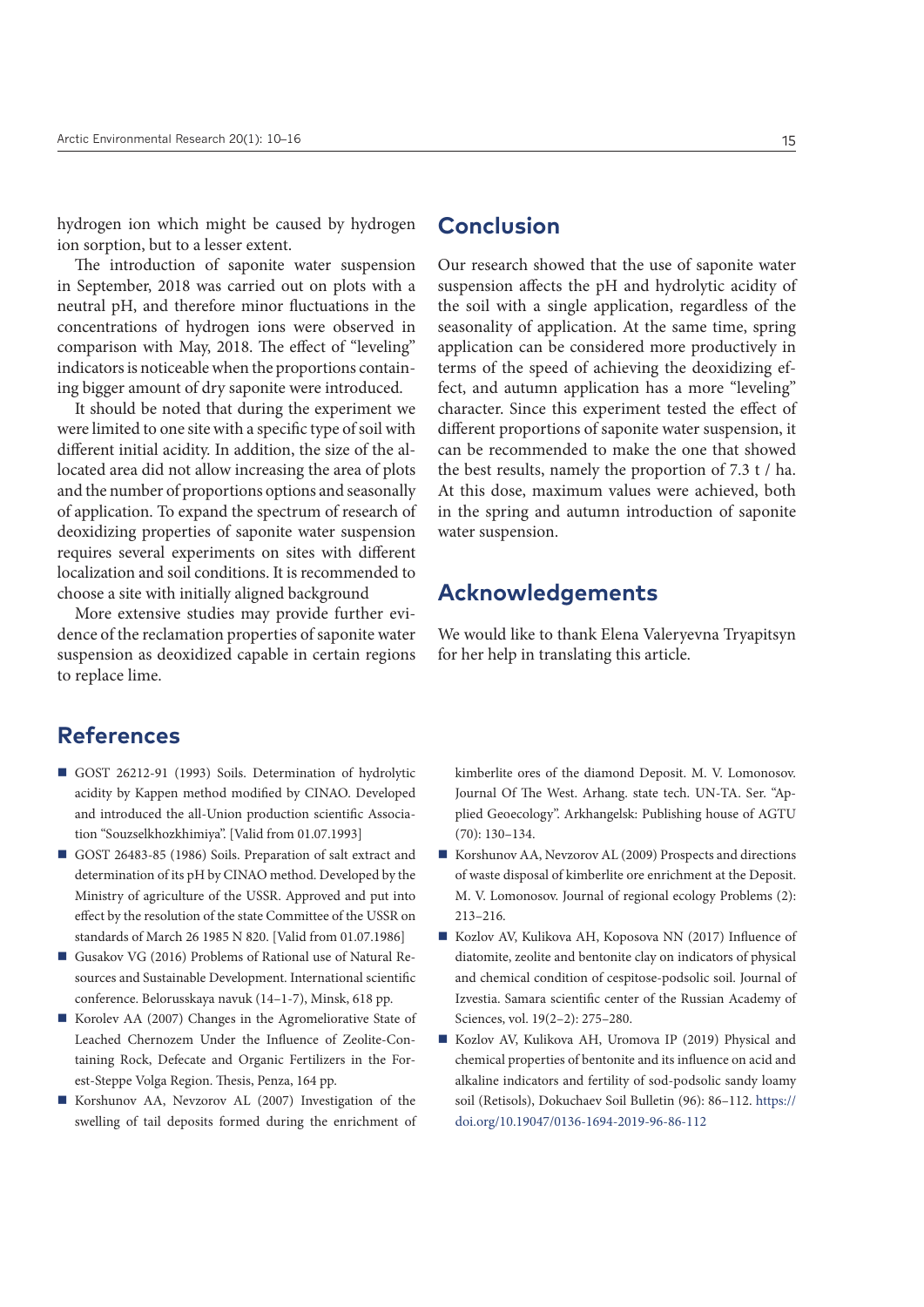hydrogen ion which might be caused by hydrogen ion sorption, but to a lesser extent.

The introduction of saponite water suspension in September, 2018 was carried out on plots with a neutral pH, and therefore minor fluctuations in the concentrations of hydrogen ions were observed in comparison with May, 2018. The effect of "leveling" indicators is noticeable when the proportions containing bigger amount of dry saponite were introduced.

It should be noted that during the experiment we were limited to one site with a specific type of soil with different initial acidity. In addition, the size of the allocated area did not allow increasing the area of plots and the number of proportions options and seasonally of application. To expand the spectrum of research of deoxidizing properties of saponite water suspension requires several experiments on sites with different localization and soil conditions. It is recommended to choose a site with initially aligned background

More extensive studies may provide further evidence of the reclamation properties of saponite water suspension as deoxidized capable in certain regions to replace lime.

## Conclusion

Our research showed that the use of saponite water suspension affects the pH and hydrolytic acidity of the soil with a single application, regardless of the seasonality of application. At the same time, spring application can be considered more productively in terms of the speed of achieving the deoxidizing effect, and autumn application has a more "leveling" character. Since this experiment tested the effect of different proportions of saponite water suspension, it can be recommended to make the one that showed the best results, namely the proportion of 7.3 t / ha. At this dose, maximum values were achieved, both in the spring and autumn introduction of saponite water suspension.

## Acknowledgements

We would like to thank Elena Valeryevna Tryapitsyn for her help in translating this article.

## References

- GOST 26212-91 (1993) Soils. Determination of hydrolytic acidity by Kappen method modified by CINAO. Developed and introduced the all-Union production scientific Association "Souzselkhozkhimiya". [Valid from 01.07.1993]
- GOST 26483-85 (1986) Soils. Preparation of salt extract and determination of its pH by CINAO method. Developed by the Ministry of agriculture of the USSR. Approved and put into effect by the resolution of the state Committee of the USSR on standards of March 26 1985 N 820. [Valid from 01.07.1986]
- Gusakov VG (2016) Problems of Rational use of Natural Resources and Sustainable Development. International scientific conference. Belorusskaya navuk (14–1-7), Minsk, 618 pp.
- Korolev AA (2007) Changes in the Agromeliorative State of Leached Chernozem Under the Influence of Zeolite-Containing Rock, Defecate and Organic Fertilizers in the Forest-Steppe Volga Region. Thesis, Penza, 164 pp.
- Korshunov AA, Nevzorov AL (2007) Investigation of the swelling of tail deposits formed during the enrichment of kimberlite ores of the diamond Deposit. M. V. Lomonosov. Journal Of The West. Arhang. state tech. UN-TA. Ser. "Applied Geoecology". Arkhangelsk: Publishing house of AGTU (70): 130–134.
- Korshunov AA, Nevzorov AL (2009) Prospects and directions of waste disposal of kimberlite ore enrichment at the Deposit. M. V. Lomonosov. Journal of regional ecology Problems (2): 213–216.
- Kozlov AV, Kulikova AH, Koposova NN (2017) Influence of diatomite, zeolite and bentonite clay on indicators of physical and chemical condition of cespitose-podsolic soil. Journal of Izvestia. Samara scientific center of the Russian Academy of Sciences, vol. 19(2–2): 275–280.
- Kozlov AV, Kulikova AH, Uromova IP (2019) Physical and chemical properties of bentonite and its influence on acid and alkaline indicators and fertility of sod-podsolic sandy loamy soil (Retisols), Dokuchaev Soil Bulletin (96): 86–112. https://doi.org/10.19047/0136-1694-2019-96-86-112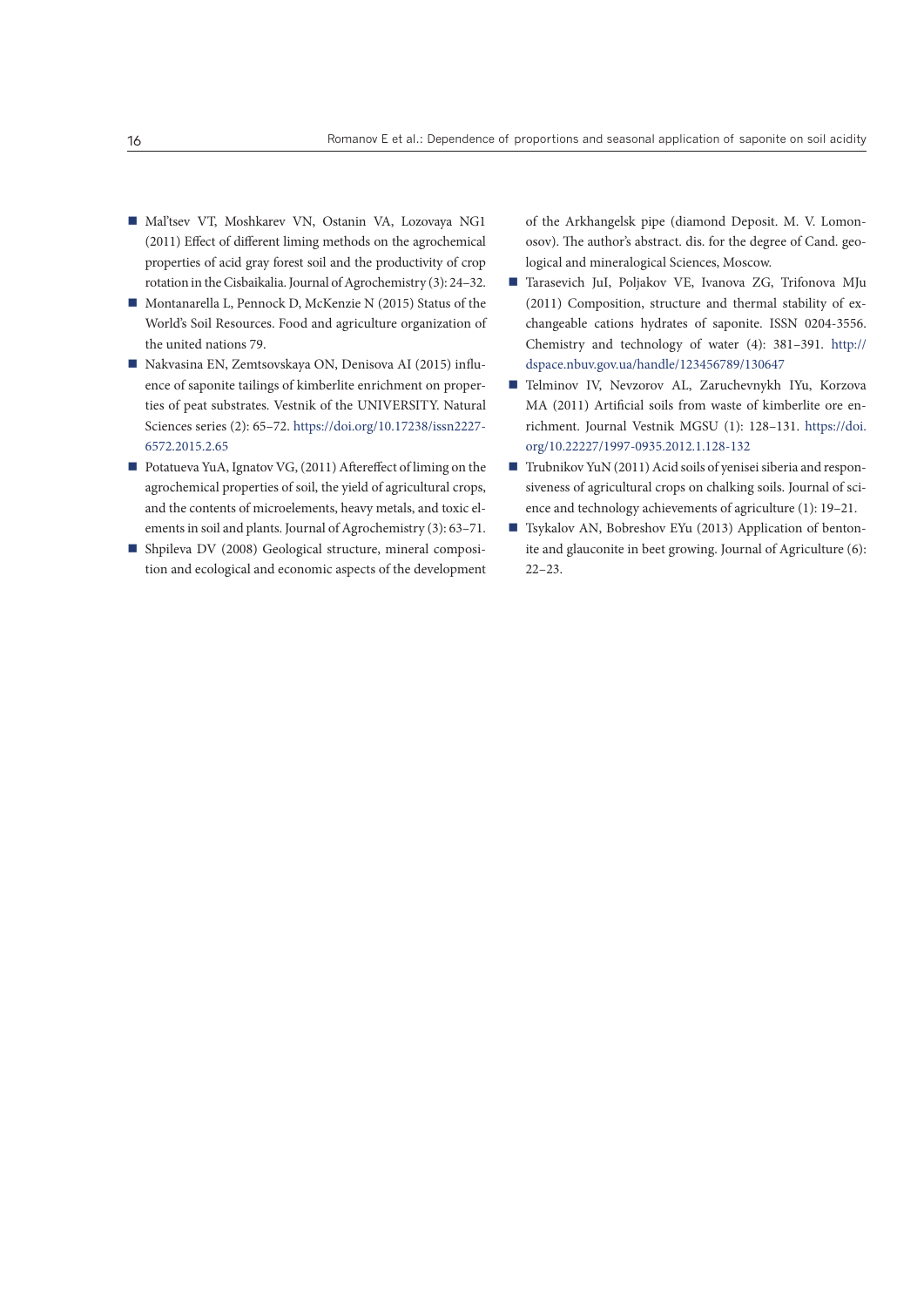- Mal'tsev VT, Moshkarev VN, Ostanin VA, Lozovaya NG1 (2011) Effect of different liming methods on the agrochemical properties of acid gray forest soil and the productivity of crop rotation in the Cisbaikalia. Journal of Agrochemistry (3): 24–32.
- Montanarella L, Pennock D, McKenzie N (2015) Status of the World's Soil Resources. Food and agriculture organization of the united nations 79.
- Nakvasina EN, Zemtsovskaya ON, Denisova AI (2015) influence of saponite tailings of kimberlite enrichment on properties of peat substrates. Vestnik of the UNIVERSITY. Natural Sciences series (2): 65–72. https://doi.org/10.17238/issn2227-6572.2015.2.65
- Potatueva YuA, Ignatov VG, (2011) Aftereffect of liming on the agrochemical properties of soil, the yield of agricultural crops, and the contents of microelements, heavy metals, and toxic elements in soil and plants. Journal of Agrochemistry (3): 63–71.
- Shpileva DV (2008) Geological structure, mineral composition and ecological and economic aspects of the development of the Arkhangelsk pipe (diamond Deposit. M. V. Lomonosov). The author's abstract. dis. for the degree of Cand. geological and mineralogical Sciences, Moscow.
- Tarasevich JuI, Poljakov VE, Ivanova ZG, Trifonova MJu (2011) Composition, structure and thermal stability of exchangeable cations hydrates of saponite. ISSN 0204-3556. Chemistry and technology of water (4): 381–391. http://dspace.nbuv.gov.ua/handle/123456789/130647
- Telminov IV, Nevzorov AL, Zaruchevnykh IYu, Korzova MA (2011) Artificial soils from waste of kimberlite ore enrichment. Journal Vestnik MGSU (1): 128–131. https://doi.org/10.22227/1997-0935.2012.1.128-132
- Trubnikov YuN (2011) Acid soils of yenisei siberia and responsiveness of agricultural crops on chalking soils. Journal of science and technology achievements of agriculture (1): 19–21.
- Tsykalov AN, Bobreshov EYu (2013) Application of bentonite and glauconite in beet growing. Journal of Agriculture (6): 22–23.